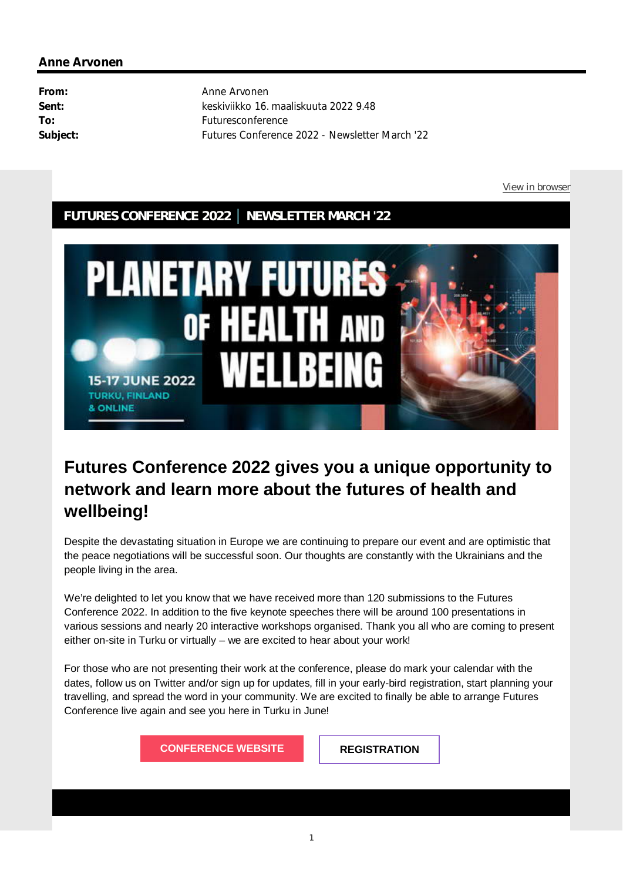**Anne Arvonen**

| | |
|---|---|
| **From:** | Anne Arvonen |
| **Sent:** | keskiviikko 16. maaliskuuta 2022 9.48 |
| **To:** | Futuresconference |
| **Subject:** | Futures Conference 2022 - Newsletter March '22 |

View in browser

**FUTURES CONFERENCE 2022 | NEWSLETTER MARCH '22**

PLANETARY FUTURES OF HEALTH AND WELLBEING

15-17 JUNE 2022
TURKU, FINLAND
& ONLINE

# Futures Conference 2022 gives you a unique opportunity to network and learn more about the futures of health and wellbeing!

Despite the devastating situation in Europe we are continuing to prepare our event and are optimistic that the peace negotiations will be successful soon. Our thoughts are constantly with the Ukrainians and the people living in the area.

We're delighted to let you know that we have received more than 120 submissions to the Futures Conference 2022. In addition to the five keynote speeches there will be around 100 presentations in various sessions and nearly 20 interactive workshops organised. Thank you all who are coming to present either on-site in Turku or virtually – we are excited to hear about your work!

For those who are not presenting their work at the conference, please do mark your calendar with the dates, follow us on Twitter and/or sign up for updates, fill in your early-bird registration, start planning your travelling, and spread the word in your community. We are excited to finally be able to arrange Futures Conference live again and see you here in Turku in June!

CONFERENCE WEBSITE | REGISTRATION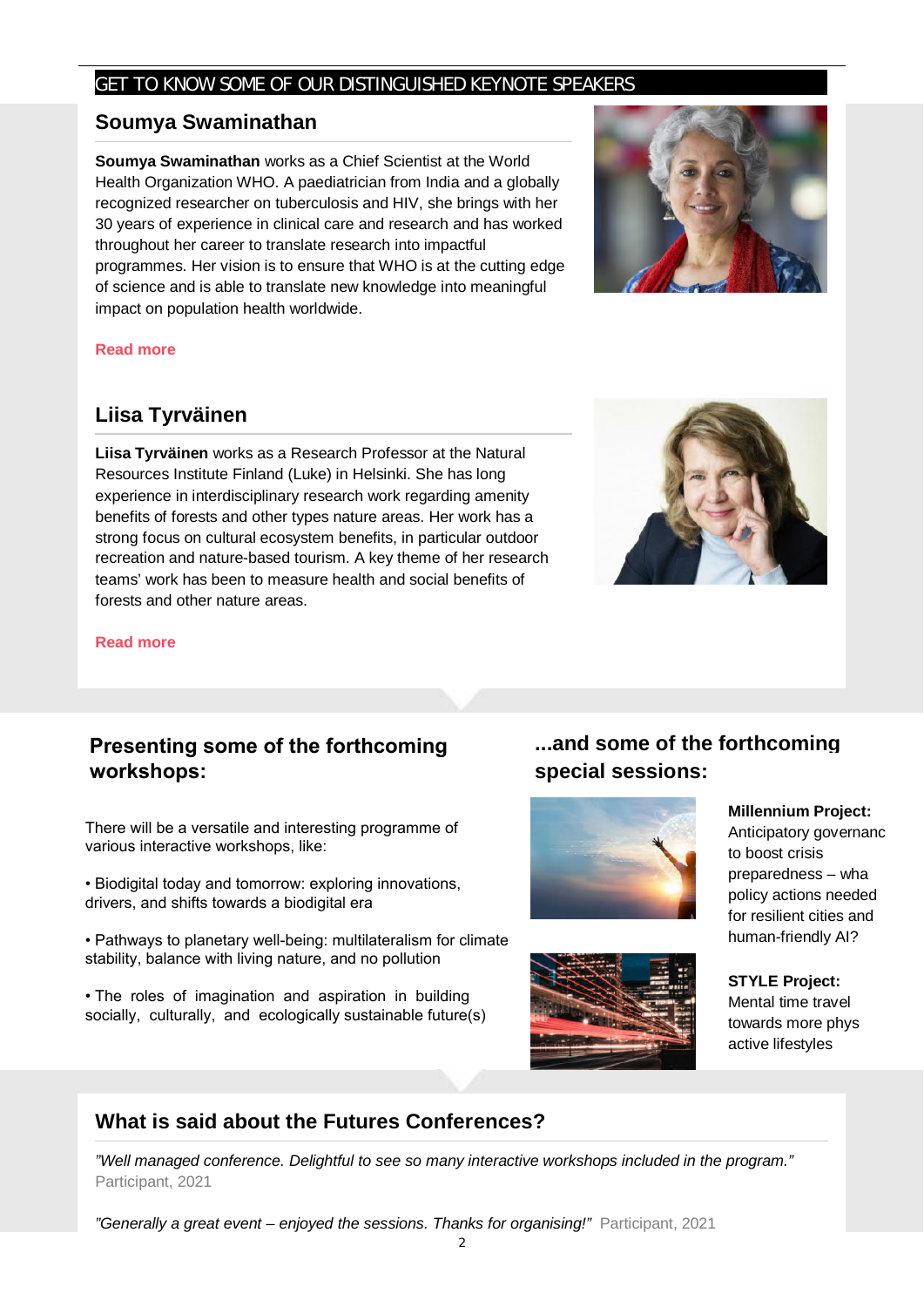## GET TO KNOW SOME OF OUR DISTINGUISHED KEYNOTE SPEAKERS

### Soumya Swaminathan

**Soumya Swaminathan** works as a Chief Scientist at the World Health Organization WHO. A paediatrician from India and a globally recognized researcher on tuberculosis and HIV, she brings with her 30 years of experience in clinical care and research and has worked throughout her career to translate research into impactful programmes. Her vision is to ensure that WHO is at the cutting edge of science and is able to translate new knowledge into meaningful impact on population health worldwide.

**Read more**

### Liisa Tyrväinen

**Liisa Tyrväinen** works as a Research Professor at the Natural Resources Institute Finland (Luke) in Helsinki. She has long experience in interdisciplinary research work regarding amenity benefits of forests and other types nature areas. Her work has a strong focus on cultural ecosystem benefits, in particular outdoor recreation and nature-based tourism. A key theme of her research teams' work has been to measure health and social benefits of forests and other nature areas.

**Read more**

## Presenting some of the forthcoming workshops:

There will be a versatile and interesting programme of various interactive workshops, like:

- Biodigital today and tomorrow: exploring innovations, drivers, and shifts towards a biodigital era
- Pathways to planetary well-being: multilateralism for climate stability, balance with living nature, and no pollution
- The roles of imagination and aspiration in building socially, culturally, and ecologically sustainable future(s)

## ...and some of the forthcoming special sessions:

**Millennium Project:** Anticipatory governanc to boost crisis preparedness – wha policy actions needed for resilient cities and human-friendly AI?

**STYLE Project:** Mental time travel towards more phys active lifestyles

## What is said about the Futures Conferences?

*"Well managed conference. Delightful to see so many interactive workshops included in the program."* Participant, 2021

*"Generally a great event – enjoyed the sessions. Thanks for organising!"* Participant, 2021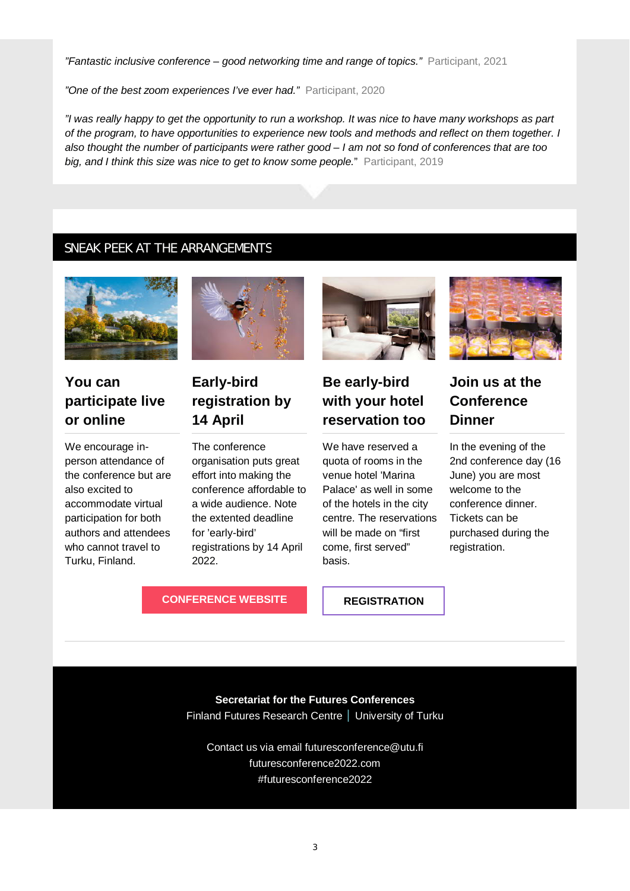*"Fantastic inclusive conference – good networking time and range of topics."* Participant, 2021

*"One of the best zoom experiences I've ever had."* Participant, 2020

*"I was really happy to get the opportunity to run a workshop. It was nice to have many workshops as part of the program, to have opportunities to experience new tools and methods and reflect on them together. I also thought the number of participants were rather good – I am not so fond of conferences that are too big, and I think this size was nice to get to know some people."* Participant, 2019

## SNEAK PEEK AT THE ARRANGEMENTS

### You can participate live or online

We encourage in-person attendance of the conference but are also excited to accommodate virtual participation for both authors and attendees who cannot travel to Turku, Finland.

### Early-bird registration by 14 April

The conference organisation puts great effort into making the conference affordable to a wide audience. Note the extented deadline for 'early-bird' registrations by 14 April 2022.

### Be early-bird with your hotel reservation too

We have reserved a quota of rooms in the venue hotel 'Marina Palace' as well in some of the hotels in the city centre. The reservations will be made on "first come, first served" basis.

### Join us at the Conference Dinner

In the evening of the 2nd conference day (16 June) you are most welcome to the conference dinner. Tickets can be purchased during the registration.

**CONFERENCE WEBSITE**

**REGISTRATION**

---

**Secretariat for the Futures Conferences**
Finland Futures Research Centre | University of Turku

Contact us via email futuresconference@utu.fi
futuresconference2022.com
#futuresconference2022